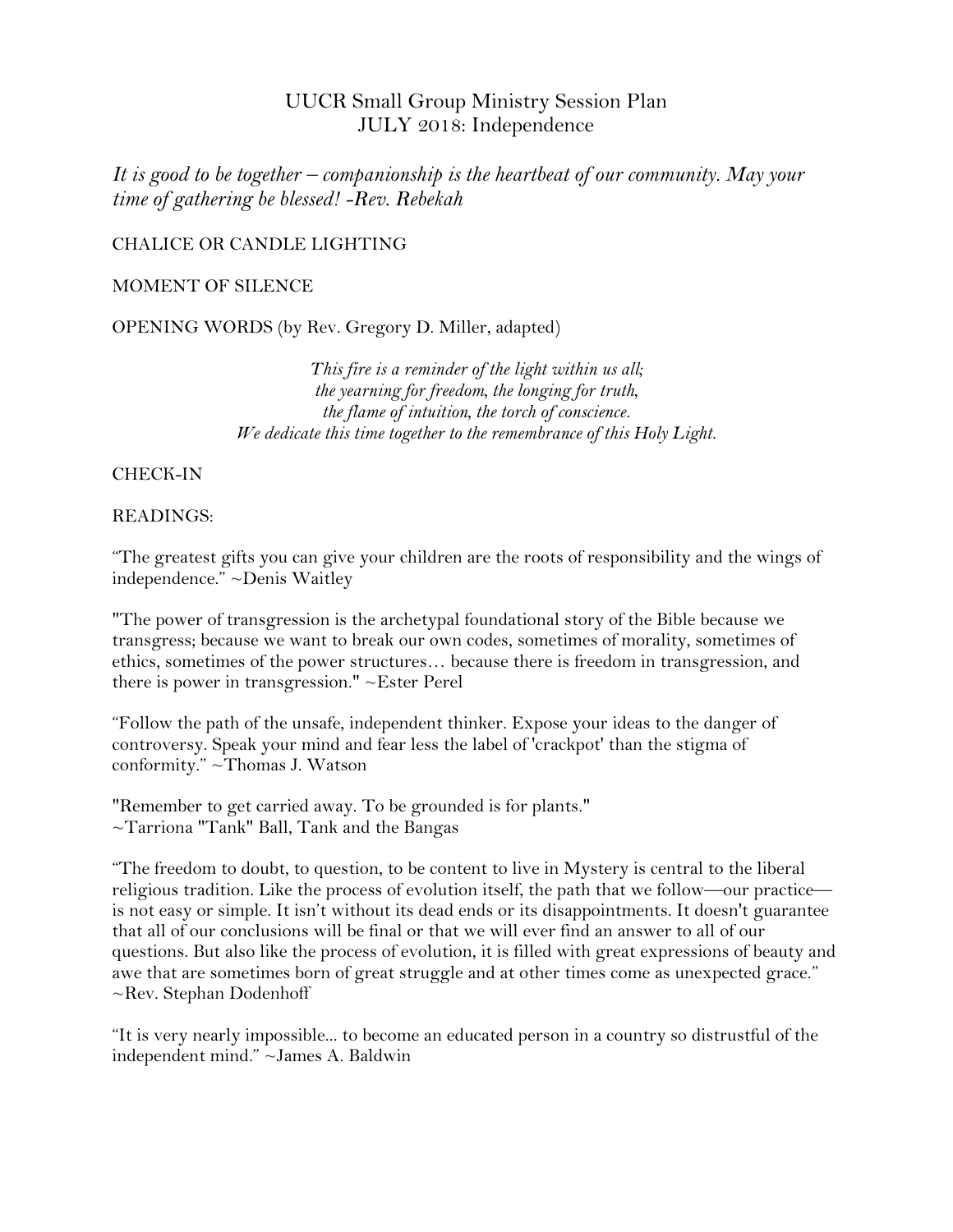# UUCR Small Group Ministry Session Plan
## JULY 2018: Independence

*It is good to be together – companionship is the heartbeat of our community. May your time of gathering be blessed! -Rev. Rebekah*

CHALICE OR CANDLE LIGHTING

MOMENT OF SILENCE

OPENING WORDS (by Rev. Gregory D. Miller, adapted)

*This fire is a reminder of the light within us all;*
*the yearning for freedom, the longing for truth,*
*the flame of intuition, the torch of conscience.*
*We dedicate this time together to the remembrance of this Holy Light.*

CHECK-IN

READINGS:

“The greatest gifts you can give your children are the roots of responsibility and the wings of independence.” ~Denis Waitley

"The power of transgression is the archetypal foundational story of the Bible because we transgress; because we want to break our own codes, sometimes of morality, sometimes of ethics, sometimes of the power structures… because there is freedom in transgression, and there is power in transgression." ~Ester Perel

“Follow the path of the unsafe, independent thinker. Expose your ideas to the danger of controversy. Speak your mind and fear less the label of 'crackpot' than the stigma of conformity.” ~Thomas J. Watson

"Remember to get carried away. To be grounded is for plants."
~Tarriona "Tank" Ball, Tank and the Bangas

“The freedom to doubt, to question, to be content to live in Mystery is central to the liberal religious tradition. Like the process of evolution itself, the path that we follow—our practice—is not easy or simple. It isn’t without its dead ends or its disappointments. It doesn't guarantee that all of our conclusions will be final or that we will ever find an answer to all of our questions. But also like the process of evolution, it is filled with great expressions of beauty and awe that are sometimes born of great struggle and at other times come as unexpected grace.” ~Rev. Stephan Dodenhoff

“It is very nearly impossible... to become an educated person in a country so distrustful of the independent mind.” ~James A. Baldwin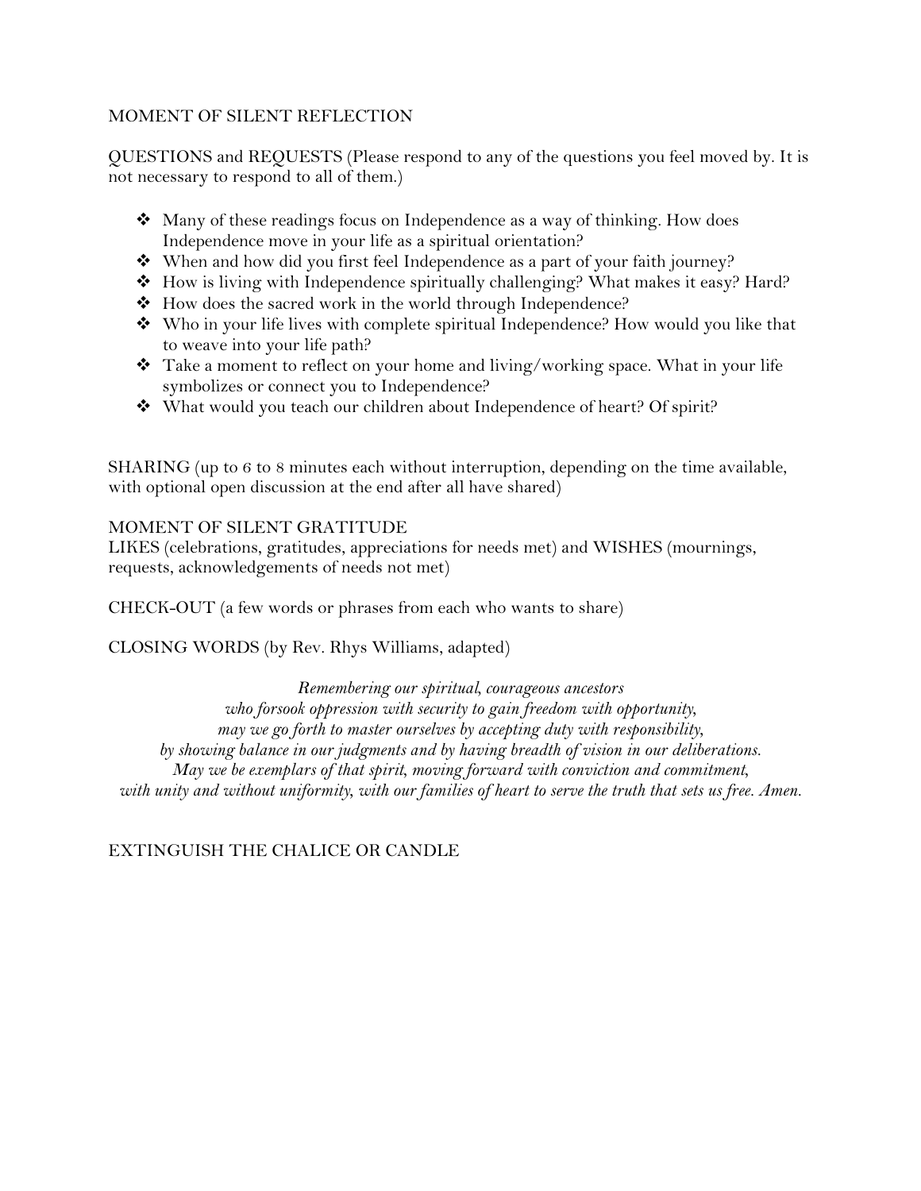MOMENT OF SILENT REFLECTION

QUESTIONS and REQUESTS (Please respond to any of the questions you feel moved by. It is not necessary to respond to all of them.)

- Many of these readings focus on Independence as a way of thinking. How does Independence move in your life as a spiritual orientation?
- When and how did you first feel Independence as a part of your faith journey?
- How is living with Independence spiritually challenging? What makes it easy? Hard?
- How does the sacred work in the world through Independence?
- Who in your life lives with complete spiritual Independence? How would you like that to weave into your life path?
- Take a moment to reflect on your home and living/working space. What in your life symbolizes or connect you to Independence?
- What would you teach our children about Independence of heart? Of spirit?

SHARING (up to 6 to 8 minutes each without interruption, depending on the time available, with optional open discussion at the end after all have shared)

MOMENT OF SILENT GRATITUDE
LIKES (celebrations, gratitudes, appreciations for needs met) and WISHES (mournings, requests, acknowledgements of needs not met)

CHECK-OUT (a few words or phrases from each who wants to share)

CLOSING WORDS (by Rev. Rhys Williams, adapted)

*Remembering our spiritual, courageous ancestors*
*who forsook oppression with security to gain freedom with opportunity,*
*may we go forth to master ourselves by accepting duty with responsibility,*
*by showing balance in our judgments and by having breadth of vision in our deliberations.*
*May we be exemplars of that spirit, moving forward with conviction and commitment,*
*with unity and without uniformity, with our families of heart to serve the truth that sets us free. Amen.*

EXTINGUISH THE CHALICE OR CANDLE